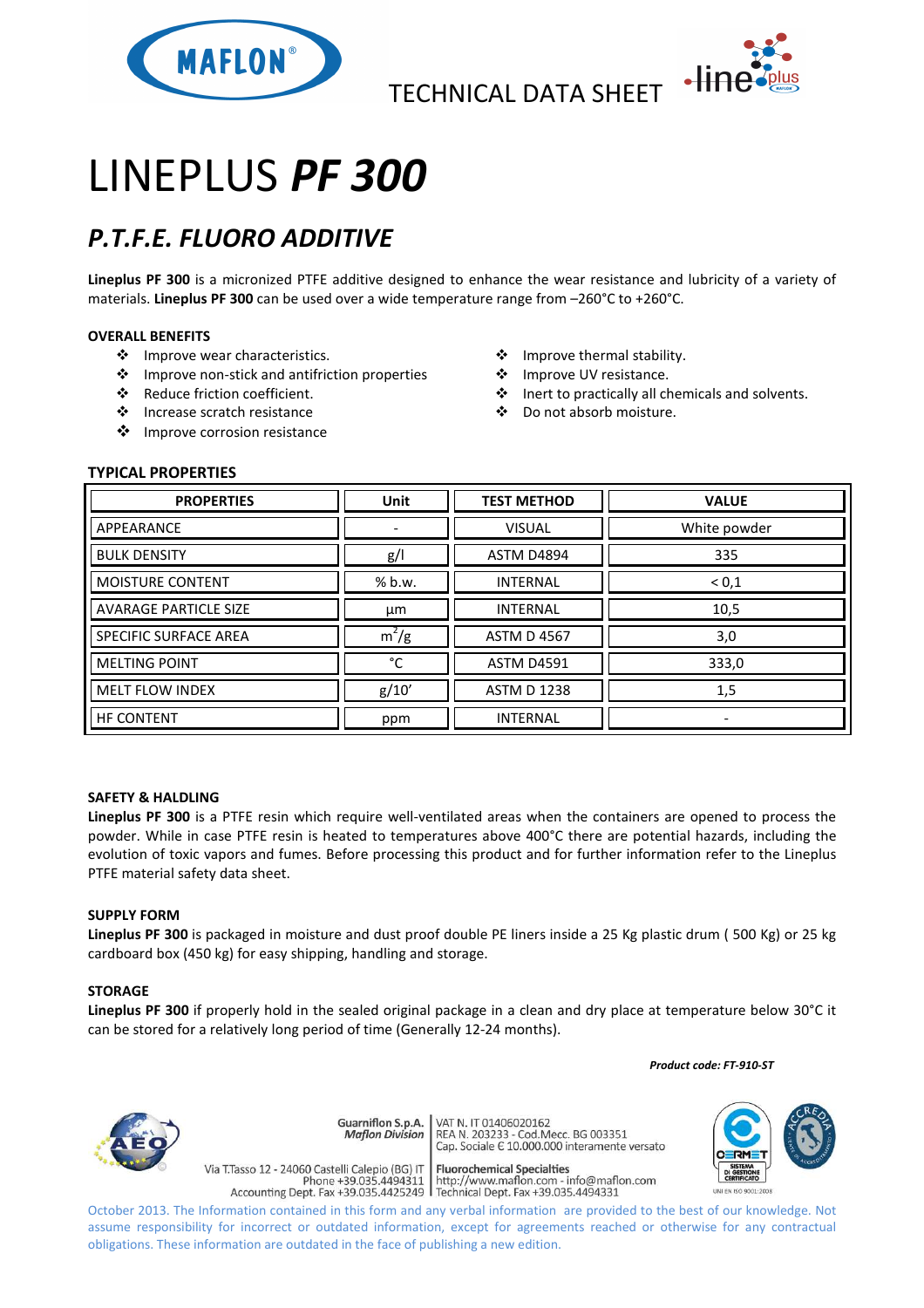TECHNICAL DATA SHEET

# LINEPLUS ***PF 300***

## *P.T.F.E. FLUORO ADDITIVE*

**Lineplus PF 300** is a micronized PTFE additive designed to enhance the wear resistance and lubricity of a variety of materials. **Lineplus PF 300** can be used over a wide temperature range from –260°C to +260°C.

### OVERALL BENEFITS

- Improve wear characteristics.
- Improve non-stick and antifriction properties
- Reduce friction coefficient.
- Increase scratch resistance
- Improve corrosion resistance
- Improve thermal stability.
- Improve UV resistance.
- Inert to practically all chemicals and solvents.
- Do not absorb moisture.

### TYPICAL PROPERTIES

| PROPERTIES | Unit | TEST METHOD | VALUE |
|---|---|---|---|
| APPEARANCE | - | VISUAL | White powder |
| BULK DENSITY | g/l | ASTM D4894 | 335 |
| MOISTURE CONTENT | % b.w. | INTERNAL | < 0,1 |
| AVARAGE PARTICLE SIZE | μm | INTERNAL | 10,5 |
| SPECIFIC SURFACE AREA | $m^2/g$ | ASTM D 4567 | 3,0 |
| MELTING POINT | °C | ASTM D4591 | 333,0 |
| MELT FLOW INDEX | g/10' | ASTM D 1238 | 1,5 |
| HF CONTENT | ppm | INTERNAL | - |

### SAFETY & HALDLING

**Lineplus PF 300** is a PTFE resin which require well-ventilated areas when the containers are opened to process the powder. While in case PTFE resin is heated to temperatures above 400°C there are potential hazards, including the evolution of toxic vapors and fumes. Before processing this product and for further information refer to the Lineplus PTFE material safety data sheet.

### SUPPLY FORM

**Lineplus PF 300** is packaged in moisture and dust proof double PE liners inside a 25 Kg plastic drum ( 500 Kg) or 25 kg cardboard box (450 kg) for easy shipping, handling and storage.

### STORAGE

**Lineplus PF 300** if properly hold in the sealed original package in a clean and dry place at temperature below 30°C it can be stored for a relatively long period of time (Generally 12-24 months).

***Product code: FT-910-ST***

Guarniflon S.p.A. *Maflon Division*
Via T.Tasso 12 - 24060 Castelli Calepio (BG) IT
Phone +39.035.4494311
Accounting Dept. Fax +39.035.4425249

VAT N. IT 01406020162
REA N. 203233 - Cod.Mecc. BG 003351
Cap. Sociale € 10.000.000 interamente versato
Fluorochemical Specialties
http://www.maflon.com - info@maflon.com
Technical Dept. Fax +39.035.4494331

October 2013. The Information contained in this form and any verbal information are provided to the best of our knowledge. Not assume responsibility for incorrect or outdated information, except for agreements reached or otherwise for any contractual obligations. These information are outdated in the face of publishing a new edition.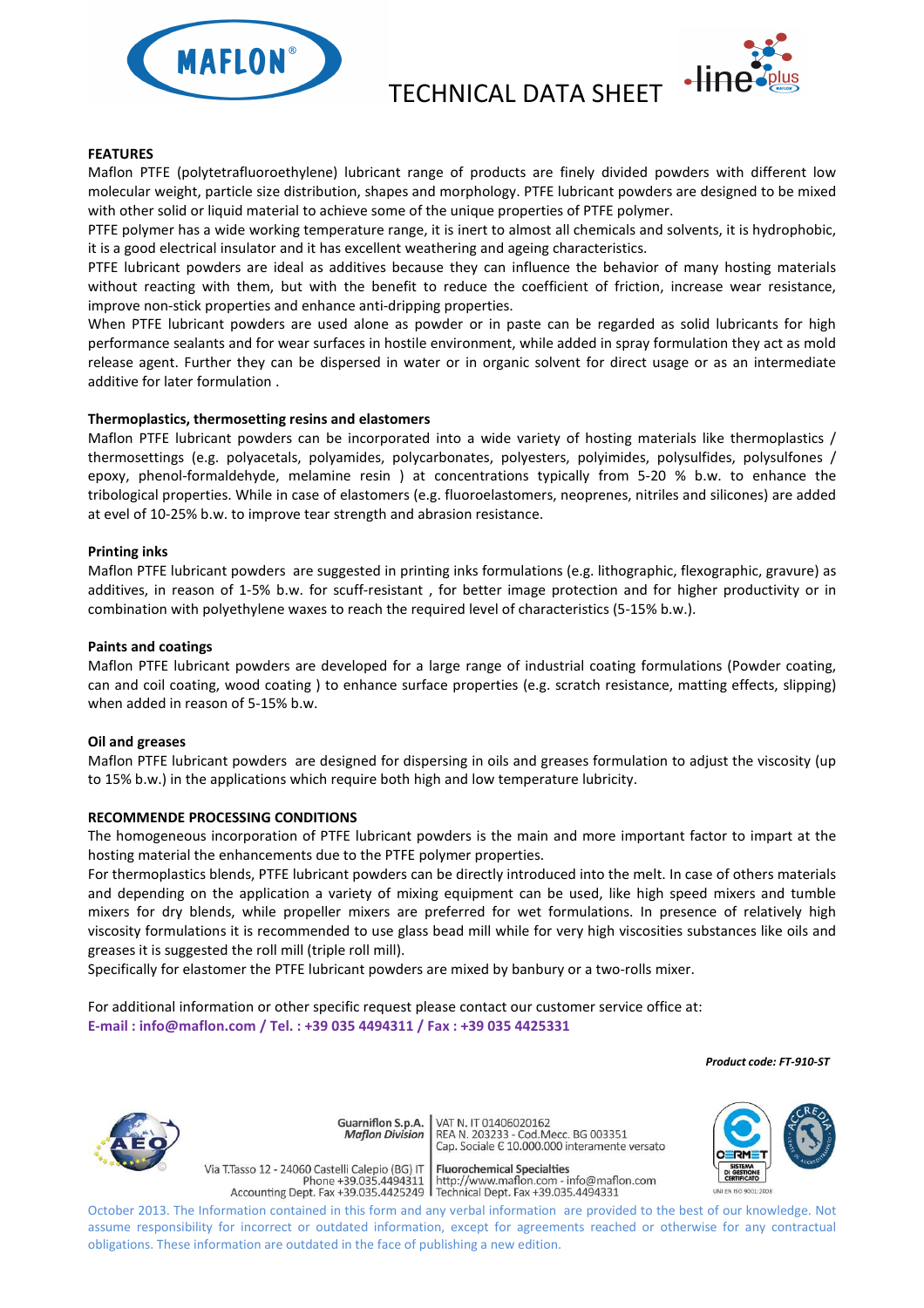# TECHNICAL DATA SHEET

**FEATURES**

Maflon PTFE (polytetrafluoroethylene) lubricant range of products are finely divided powders with different low molecular weight, particle size distribution, shapes and morphology. PTFE lubricant powders are designed to be mixed with other solid or liquid material to achieve some of the unique properties of PTFE polymer.

PTFE polymer has a wide working temperature range, it is inert to almost all chemicals and solvents, it is hydrophobic, it is a good electrical insulator and it has excellent weathering and ageing characteristics.

PTFE lubricant powders are ideal as additives because they can influence the behavior of many hosting materials without reacting with them, but with the benefit to reduce the coefficient of friction, increase wear resistance, improve non-stick properties and enhance anti-dripping properties.

When PTFE lubricant powders are used alone as powder or in paste can be regarded as solid lubricants for high performance sealants and for wear surfaces in hostile environment, while added in spray formulation they act as mold release agent. Further they can be dispersed in water or in organic solvent for direct usage or as an intermediate additive for later formulation .

**Thermoplastics, thermosetting resins and elastomers**

Maflon PTFE lubricant powders can be incorporated into a wide variety of hosting materials like thermoplastics / thermosettings (e.g. polyacetals, polyamides, polycarbonates, polyesters, polyimides, polysulfides, polysulfones / epoxy, phenol-formaldehyde, melamine resin ) at concentrations typically from 5-20 % b.w. to enhance the tribological properties. While in case of elastomers (e.g. fluoroelastomers, neoprenes, nitriles and silicones) are added at evel of 10-25% b.w. to improve tear strength and abrasion resistance.

**Printing inks**

Maflon PTFE lubricant powders are suggested in printing inks formulations (e.g. lithographic, flexographic, gravure) as additives, in reason of 1-5% b.w. for scuff-resistant , for better image protection and for higher productivity or in combination with polyethylene waxes to reach the required level of characteristics (5-15% b.w.).

**Paints and coatings**

Maflon PTFE lubricant powders are developed for a large range of industrial coating formulations (Powder coating, can and coil coating, wood coating ) to enhance surface properties (e.g. scratch resistance, matting effects, slipping) when added in reason of 5-15% b.w.

**Oil and greases**

Maflon PTFE lubricant powders are designed for dispersing in oils and greases formulation to adjust the viscosity (up to 15% b.w.) in the applications which require both high and low temperature lubricity.

**RECOMMENDE PROCESSING CONDITIONS**

The homogeneous incorporation of PTFE lubricant powders is the main and more important factor to impart at the hosting material the enhancements due to the PTFE polymer properties.

For thermoplastics blends, PTFE lubricant powders can be directly introduced into the melt. In case of others materials and depending on the application a variety of mixing equipment can be used, like high speed mixers and tumble mixers for dry blends, while propeller mixers are preferred for wet formulations. In presence of relatively high viscosity formulations it is recommended to use glass bead mill while for very high viscosities substances like oils and greases it is suggested the roll mill (triple roll mill).

Specifically for elastomer the PTFE lubricant powders are mixed by banbury or a two-rolls mixer.

For additional information or other specific request please contact our customer service office at:
**E-mail : info@maflon.com / Tel. : +39 035 4494311 / Fax : +39 035 4425331**

***Product code: FT-910-ST***

Guarniflon S.p.A. *Maflon Division* | VAT N. IT 01406020162 | REA N. 203233 - Cod.Mecc. BG 003351 | Cap. Sociale € 10.000.000 interamente versato

Via T.Tasso 12 - 24060 Castelli Calepio (BG) IT | Phone +39.035.4494311 | Accounting Dept. Fax +39.035.4425249

Fluorochemical Specialties | http://www.maflon.com - info@maflon.com | Technical Dept. Fax +39.035.4494331

October 2013. The Information contained in this form and any verbal information are provided to the best of our knowledge. Not assume responsibility for incorrect or outdated information, except for agreements reached or otherwise for any contractual obligations. These information are outdated in the face of publishing a new edition.